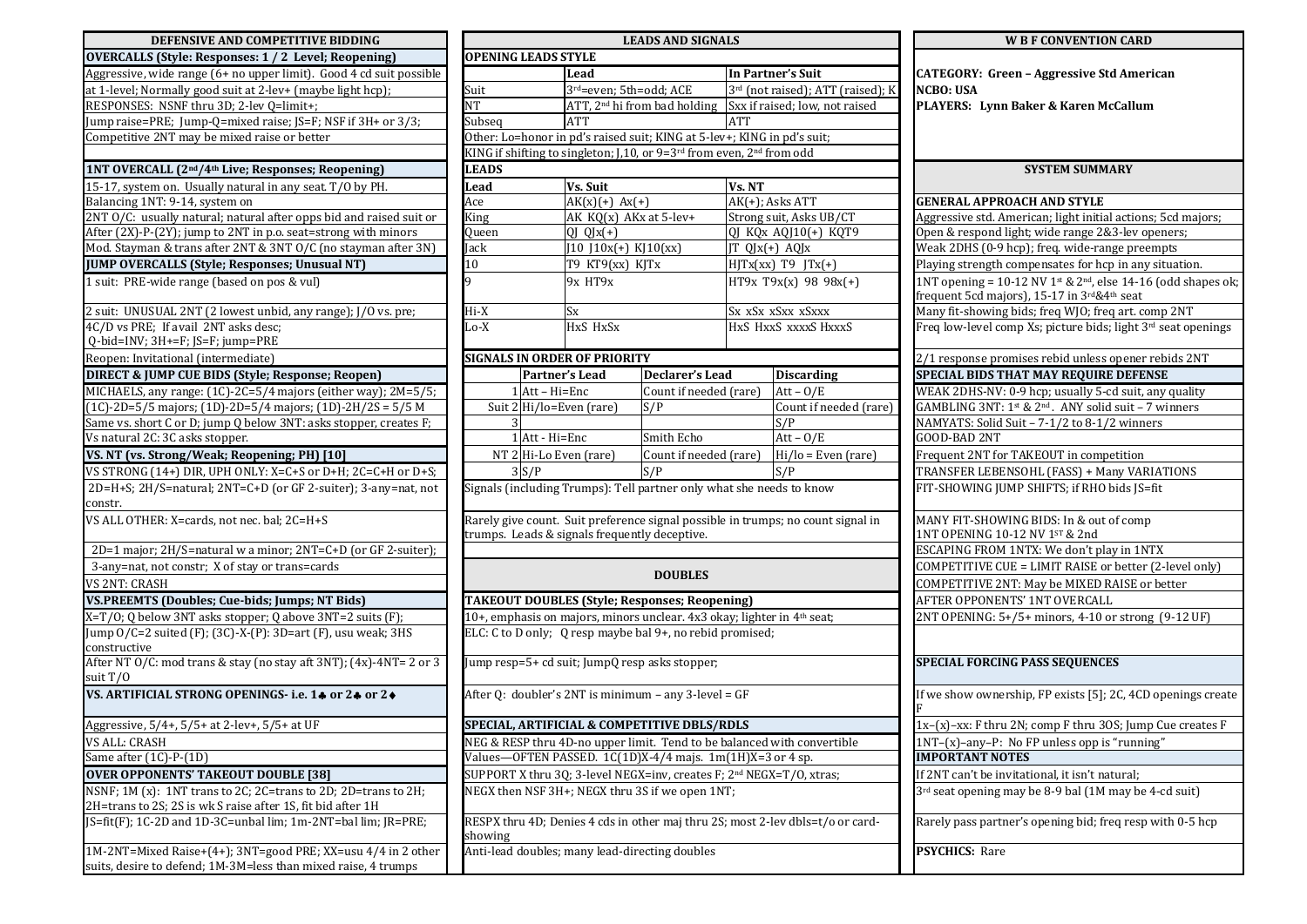# DEFENSIVE AND COMPETITIVE BIDDING

## OVERCALLS (Style: Responses: 1 / 2 Level; Reopening)

Aggressive, wide range (6+ no upper limit). Good 4 cd suit possible at 1-level; Normally good suit at 2-lev+ (maybe light hcp);
RESPONSES: NSNF thru 3D; 2-lev Q=limit+;
Jump raise=PRE; Jump-Q=mixed raise; JS=F; NSF if 3H+ or 3/3;
Competitive 2NT may be mixed raise or better

## 1NT OVERCALL (2nd/4th Live; Responses; Reopening)

15-17, system on. Usually natural in any seat. T/O by PH.
Balancing 1NT: 9-14, system on
2NT O/C: usually natural; natural after opps bid and raised suit or
After (2X)-P-(2Y); jump to 2NT in p.o. seat=strong with minors
Mod. Stayman & trans after 2NT & 3NT O/C (no stayman after 3N)

## JUMP OVERCALLS (Style; Responses; Unusual NT)

1 suit: PRE-wide range (based on pos & vul)

2 suit: UNUSUAL 2NT (2 lowest unbid, any range); J/O vs. pre;
4C/D vs PRE; If avail 2NT asks desc;
Q-bid=INV; 3H+=F; JS=F; jump=PRE
Reopen: Invitational (intermediate)

## DIRECT & JUMP CUE BIDS (Style; Response; Reopen)

MICHAELS, any range: (1C)-2C=5/4 majors (either way); 2M=5/5;
(1C)-2D=5/5 majors; (1D)-2D=5/4 majors (1D)-2H/2S = 5/5 M
Same vs. short C or D; jump Q below 3NT: asks stopper, creates F;
Vs natural 2C: 3C asks stopper.

## VS. NT (vs. Strong/Weak; Reopening; PH) [10]

VS STRONG (14+) DIR, UPH ONLY: X=C+S or D+H; 2C=C+H or D+S;
2D=H+S; 2H/S=natural; 2NT=C+D (or GF 2-suiter); 3-any=nat, not constr.

VS ALL OTHER: X=cards, not nec. bal; 2C=H+S

2D=1 major; 2H/S=natural w a minor; 2NT=C+D (or GF 2-suiter);
3-any=nat, not constr; X of stay or trans=cards
VS 2NT: CRASH

## VS.PREEMTS (Doubles; Cue-bids; Jumps; NT Bids)

X=T/O; Q below 3NT asks stopper; Q above 3NT=2 suits (F);
Jump O/C=2 suited (F); (3C)-X-(P): 3D=art (F), usu weak; 3HS constructive
After NT O/C: mod trans & stay (no stay aft 3NT); (4x)-4NT= 2 or 3 suit T/O

## VS. ARTIFICIAL STRONG OPENINGS- i.e. 1♣ or 2♣ or 2♦

Aggressive, 5/4+, 5/5+ at 2-lev+, 5/5+ at UF
VS ALL: CRASH
Same after (1C)-P-(1D)

## OVER OPPONENTS' TAKEOUT DOUBLE [38]

NSNF; 1M (x): 1NT trans to 2C; 2C=trans to 2D; 2D=trans to 2H; 2H=trans to 2S; 2S is wk S raise after 1S, fit bid after 1H
JS=fit(F); 1C-2D and 1D-3C=unbal lim; 1m-2NT=bal lim; JR=PRE;

1M-2NT=Mixed Raise+(4+); 3NT=good PRE; XX=usu 4/4 in 2 other suits, desire to defend; 1M-3M=less than mixed raise, 4 trumps

# LEADS AND SIGNALS

## OPENING LEADS STYLE

| | Lead | In Partner's Suit |
|---|---|---|
| Suit | 3rd=even; 5th=odd; ACE | 3rd (not raised); ATT (raised); K |
| NT | ATT, 2nd hi from bad holding | Sxx if raised; low, not raised |
| Subseq | ATT | ATT |

Other: Lo=honor in pd's raised suit; KING at 5-lev+; KING in pd's suit;
KING if shifting to singleton; J,10, or 9=3rd from even, 2nd from odd

## LEADS

| Lead | Vs. Suit | Vs. NT |
|---|---|---|
| Ace | AK(x)(+) Ax(+) | AK(+); Asks ATT |
| King | AK KQ(x) AKx at 5-lev+ | Strong suit, Asks UB/CT |
| Queen | QJ QJx(+) | QJ KQx AQJ10(+) KQT9 |
| Jack | J10 J10x(+) KJ10(xx) | JT QJx(+) AQJx |
| 10 | T9 KT9(xx) KJTx | HJTx(xx) T9 JTx(+) |
| 9 | 9x HT9x | HT9x T9x(x) 98 98x(+) |
| Hi-X | Sx | Sx xSx xSxx xSxxx |
| Lo-X | HxS HxSx | HxS HxxS xxxxS HxxxS |

## SIGNALS IN ORDER OF PRIORITY

| | | Partner's Lead | Declarer's Lead | Discarding |
|---|---|---|---|---|
| Suit | 1 | Att – Hi=Enc | Count if needed (rare) | Att – O/E |
| | 2 | Hi/lo=Even (rare) | S/P | Count if needed (rare) |
| | 3 | | | S/P |
| NT | 1 | Att - Hi=Enc | Smith Echo | Att – O/E |
| | 2 | Hi-Lo Even (rare) | Count if needed (rare) | Hi/lo = Even (rare) |
| | 3 | S/P | S/P | S/P |

Signals (including Trumps): Tell partner only what she needs to know

Rarely give count. Suit preference signal possible in trumps; no count signal in trumps. Leads & signals frequently deceptive.

# DOUBLES

## TAKEOUT DOUBLES (Style; Responses; Reopening)

10+, emphasis on majors, minors unclear. 4x3 okay; lighter in 4th seat;
ELC: C to D only; Q resp maybe bal 9+, no rebid promised;

Jump resp=5+ cd suit; JumpQ resp asks stopper;

After Q: doubler's 2NT is minimum – any 3-level = GF

## SPECIAL, ARTIFICIAL & COMPETITIVE DBLS/RDLS

NEG & RESP thru 4D-no upper limit. Tend to be balanced with convertible
Values—OFTEN PASSED. 1C(1D)X-4/4 majs. 1m(1H)X=3 or 4 sp.
SUPPORT X thru 3Q; 3-level NEGX=inv, creates F; 2nd NEGX=T/O, xtras;
NEGX then NSF 3H+; NEGX thru 3S if we open 1NT;

RESPX thru 4D; Denies 4 cds in other maj thru 2S; most 2-lev dbls=t/o or card-showing
Anti-lead doubles; many lead-directing doubles

# W B F CONVENTION CARD

**CATEGORY: Green – Aggressive Std American**
**NCBO: USA**
**PLAYERS: Lynn Baker & Karen McCallum**

## SYSTEM SUMMARY

### GENERAL APPROACH AND STYLE

Aggressive std. American; light initial actions; 5cd majors;
Open & respond light; wide range 2&3-lev openers;
Weak 2DHS (0-9 hcp); freq. wide-range preempts
Playing strength compensates for hcp in any situation.
1NT opening = 10-12 NV 1st & 2nd, else 14-16 (odd shapes ok; frequent 5cd majors), 15-17 in 3rd&4th seat
Many fit-showing bids; freq WJO; freq art. comp 2NT
Freq low-level comp Xs; picture bids; light 3rd seat openings
2/1 response promises rebid unless opener rebids 2NT

### SPECIAL BIDS THAT MAY REQUIRE DEFENSE

WEAK 2DHS-NV: 0-9 hcp; usually 5-cd suit, any quality
GAMBLING 3NT: 1st & 2nd. ANY solid suit – 7 winners
NAMYATS: Solid Suit – 7-1/2 to 8-1/2 winners
GOOD-BAD 2NT
Frequent 2NT for TAKEOUT in competition
TRANSFER LEBENSOHL (FASS) + Many VARIATIONS
FIT-SHOWING JUMP SHIFTS; if RHO bids JS=fit

MANY FIT-SHOWING BIDS: In & out of comp
1NT OPENING 10-12 NV 1ST & 2nd
ESCAPING FROM 1NTX: We don't play in 1NTX
COMPETITIVE CUE = LIMIT RAISE or better (2-level only)
COMPETITIVE 2NT: May be MIXED RAISE or better
AFTER OPPONENTS' 1NT OVERCALL
2NT OPENING: 5+/5+ minors, 4-10 or strong (9-12 UF)

### SPECIAL FORCING PASS SEQUENCES

If we show ownership, FP exists [5]; 2C, 4CD openings create F
1x–(x)–xx: F thru 2N; comp F thru 3OS; Jump Cue creates F
1NT–(x)–any–P: No FP unless opp is "running"

### IMPORTANT NOTES

If 2NT can't be invitational, it isn't natural;
3rd seat opening may be 8-9 bal (1M may be 4-cd suit)

Rarely pass partner's opening bid; freq resp with 0-5 hcp

**PSYCHICS:** Rare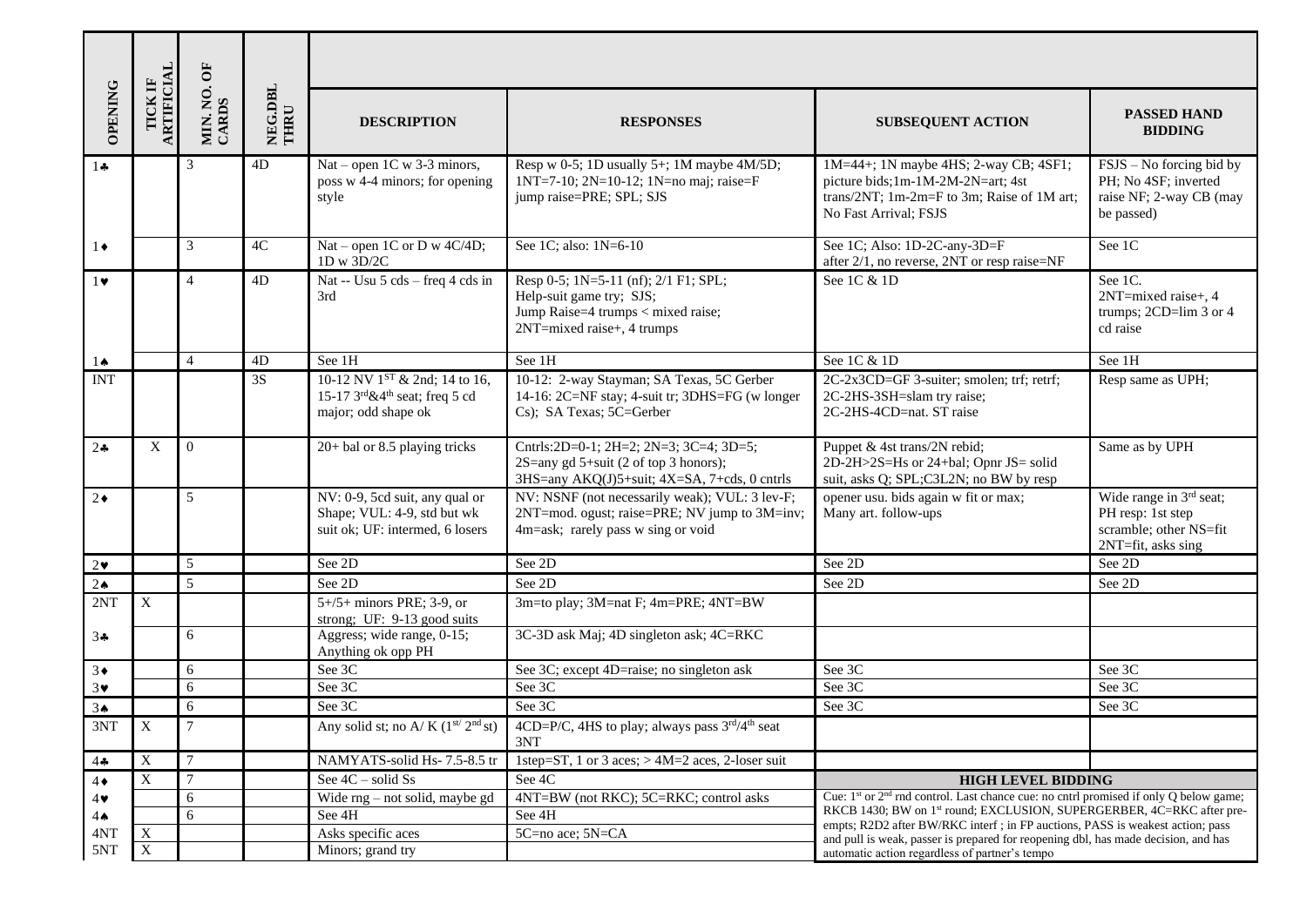| OPENING | TICK IF ARTIFICIAL | MIN. NO. OF CARDS | NEG.DBL THRU | DESCRIPTION | RESPONSES | SUBSEQUENT ACTION | PASSED HAND BIDDING |
|---|---|---|---|---|---|---|---|
| 1♣ | | 3 | 4D | Nat – open 1C w 3-3 minors, poss w 4-4 minors; for opening style | Resp w 0-5; 1D usually 5+; 1M maybe 4M/5D; 1NT=7-10; 2N=10-12; 1N=no maj; raise=F jump raise=PRE; SPL; SJS | 1M=44+; 1N maybe 4HS; 2-way CB; 4SF1; picture bids;1m-1M-2M-2N=art; 4st trans/2NT; 1m-2m=F to 3m; Raise of 1M art; No Fast Arrival; FSJS | FSJS – No forcing bid by PH; No 4SF; inverted raise NF; 2-way CB (may be passed) |
| 1♦ | | 3 | 4C | Nat – open 1C or D w 4C/4D; 1D w 3D/2C | See 1C; also: 1N=6-10 | See 1C; Also: 1D-2C-any-3D=F after 2/1, no reverse, 2NT or resp raise=NF | See 1C |
| 1♥ | | 4 | 4D | Nat -- Usu 5 cds – freq 4 cds in 3rd | Resp 0-5; 1N=5-11 (nf); 2/1 F1; SPL; Help-suit game try; SJS; Jump Raise=4 trumps < mixed raise; 2NT=mixed raise+, 4 trumps | See 1C & 1D | See 1C. 2NT=mixed raise+, 4 trumps; 2CD=lim 3 or 4 cd raise |
| 1♠ | | 4 | 4D | See 1H | See 1H | See 1C & 1D | See 1H |
| INT | | | 3S | 10-12 NV 1ST & 2nd; 14 to 16, 15-17 3rd&4th seat; freq 5 cd major; odd shape ok | 10-12: 2-way Stayman; SA Texas, 5C Gerber 14-16: 2C=NF stay; 4-suit tr; 3DHS=FG (w longer Cs); SA Texas; 5C=Gerber | 2C-2x3CD=GF 3-suiter; smolen; trf; retrf; 2C-2HS-3SH=slam try raise; 2C-2HS-4CD=nat. ST raise | Resp same as UPH; |
| 2♣ | X | 0 | | 20+ bal or 8.5 playing tricks | Cntrls:2D=0-1; 2H=2; 2N=3; 3C=4; 3D=5; 2S=any gd 5+suit (2 of top 3 honors); 3HS=any AKQ(J)5+suit; 4X=SA, 7+cds, 0 cntrls | Puppet & 4st trans/2N rebid; 2D-2H>2S=Hs or 24+bal; Opnr JS= solid suit, asks Q; SPL;C3L2N; no BW by resp | Same as by UPH |
| 2♦ | | 5 | | NV: 0-9, 5cd suit, any qual or Shape; VUL: 4-9, std but wk suit ok; UF: intermed, 6 losers | NV: NSNF (not necessarily weak); VUL: 3 lev-F; 2NT=mod. ogust; raise=PRE; NV jump to 3M=inv; 4m=ask; rarely pass w sing or void | opener usu. bids again w fit or max; Many art. follow-ups | Wide range in 3rd seat; PH resp: 1st step scramble; other NS=fit 2NT=fit, asks sing |
| 2♥ | | 5 | | See 2D | See 2D | See 2D | See 2D |
| 2♠ | | 5 | | See 2D | See 2D | See 2D | See 2D |
| 2NT | X | | | 5+/5+ minors PRE; 3-9, or strong; UF: 9-13 good suits | 3m=to play; 3M=nat F; 4m=PRE; 4NT=BW | | |
| 3♣ | | 6 | | Aggress; wide range, 0-15; Anything ok opp PH | 3C-3D ask Maj; 4D singleton ask; 4C=RKC | | |
| 3♦ | | 6 | | See 3C | See 3C; except 4D=raise; no singleton ask | See 3C | See 3C |
| 3♥ | | 6 | | See 3C | See 3C | See 3C | See 3C |
| 3♠ | | 6 | | See 3C | See 3C | See 3C | See 3C |
| 3NT | X | 7 | | Any solid st; no A/ K (1st/ 2nd st) | 4CD=P/C, 4HS to play; always pass 3rd/4th seat 3NT | | |
| 4♣ | X | 7 | | NAMYATS-solid Hs- 7.5-8.5 tr | 1step=ST, 1 or 3 aces; > 4M=2 aces, 2-loser suit | | |
| 4♦ | X | 7 | | See 4C – solid Ss | See 4C | **HIGH LEVEL BIDDING** | |
| 4♥ | | 6 | | Wide rng – not solid, maybe gd | 4NT=BW (not RKC); 5C=RKC; control asks | Cue: 1st or 2nd rnd control. Last chance cue: no cntrl promised if only Q below game; RKCB 1430; BW on 1st round; EXCLUSION, SUPERGERBER, 4C=RKC after pre-empts; R2D2 after BW/RKC interf ; in FP auctions, PASS is weakest action; pass and pull is weak, passer is prepared for reopening dbl, has made decision, and has automatic action regardless of partner's tempo | |
| 4♠ | | 6 | | See 4H | See 4H | | |
| 4NT | X | | | Asks specific aces | 5C=no ace; 5N=CA | | |
| 5NT | X | | | Minors; grand try | | | |